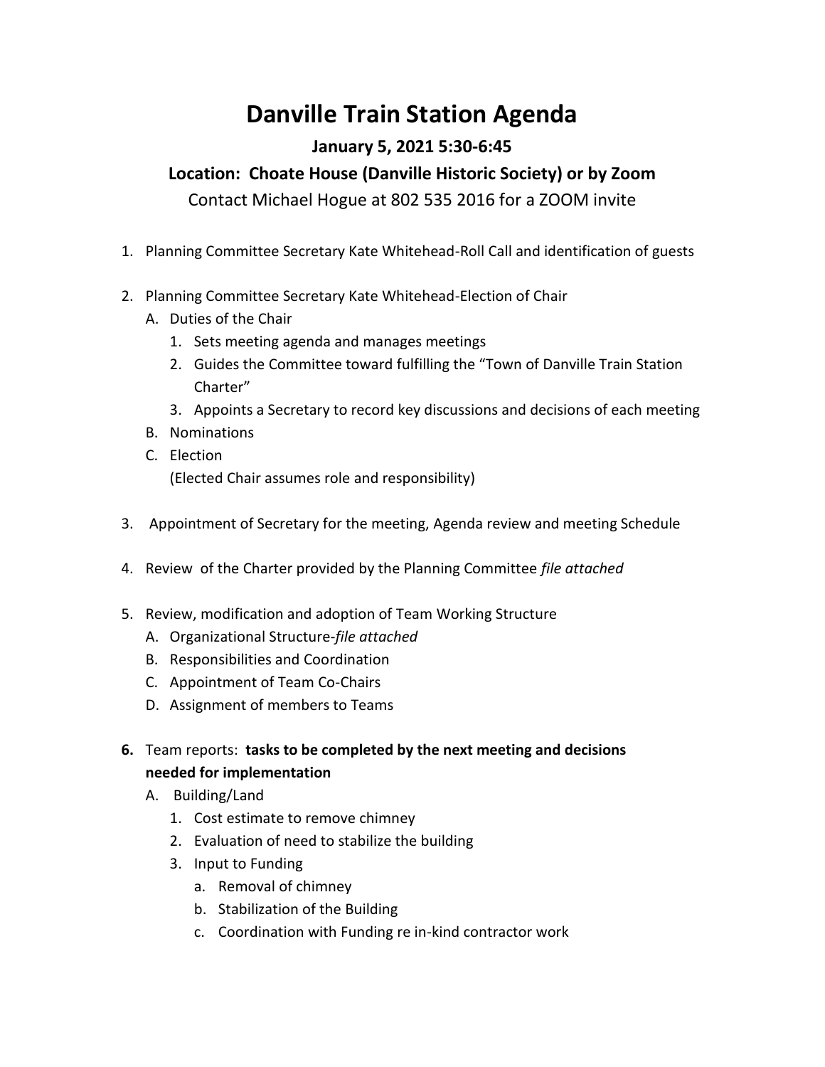# Danville Train Station Agenda

### January 5, 2021 5:30-6:45

### Location: Choate House (Danville Historic Society) or by Zoom

Contact Michael Hogue at 802 535 2016 for a ZOOM invite

1. Planning Committee Secretary Kate Whitehead-Roll Call and identification of guests

2. Planning Committee Secretary Kate Whitehead-Election of Chair
   A. Duties of the Chair
      1. Sets meeting agenda and manages meetings
      2. Guides the Committee toward fulfilling the "Town of Danville Train Station Charter"
      3. Appoints a Secretary to record key discussions and decisions of each meeting

   B. Nominations

   C. Election
      (Elected Chair assumes role and responsibility)

3. Appointment of Secretary for the meeting, Agenda review and meeting Schedule

4. Review of the Charter provided by the Planning Committee *file attached*

5. Review, modification and adoption of Team Working Structure
   A. Organizational Structure-*file attached*
   B. Responsibilities and Coordination
   C. Appointment of Team Co-Chairs
   D. Assignment of members to Teams

6. Team reports: **tasks to be completed by the next meeting and decisions needed for implementation**
   A. Building/Land
      1. Cost estimate to remove chimney
      2. Evaluation of need to stabilize the building
      3. Input to Funding
         a. Removal of chimney
         b. Stabilization of the Building
         c. Coordination with Funding re in-kind contractor work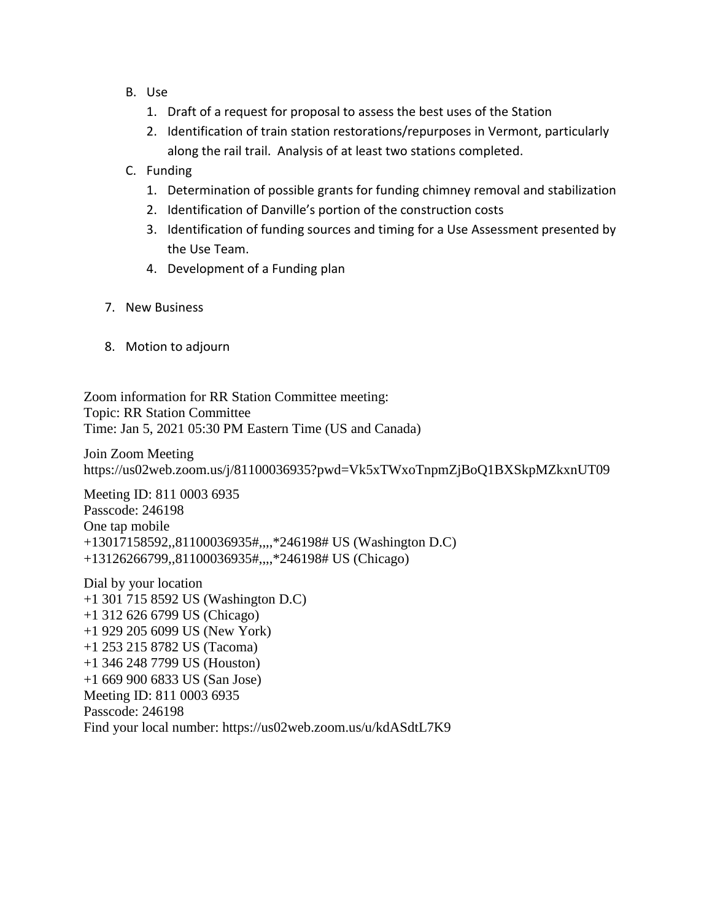B. Use
    1. Draft of a request for proposal to assess the best uses of the Station
    2. Identification of train station restorations/repurposes in Vermont, particularly along the rail trail. Analysis of at least two stations completed.
C. Funding
    1. Determination of possible grants for funding chimney removal and stabilization
    2. Identification of Danville's portion of the construction costs
    3. Identification of funding sources and timing for a Use Assessment presented by the Use Team.
    4. Development of a Funding plan

7. New Business

8. Motion to adjourn

Zoom information for RR Station Committee meeting:
Topic: RR Station Committee
Time: Jan 5, 2021 05:30 PM Eastern Time (US and Canada)

Join Zoom Meeting
https://us02web.zoom.us/j/81100036935?pwd=Vk5xTWxoTnpmZjBoQ1BXSkpMZkxnUT09

Meeting ID: 811 0003 6935
Passcode: 246198
One tap mobile
+13017158592,,81100036935#,,,,*246198# US (Washington D.C)
+13126266799,,81100036935#,,,,*246198# US (Chicago)

Dial by your location
+1 301 715 8592 US (Washington D.C)
+1 312 626 6799 US (Chicago)
+1 929 205 6099 US (New York)
+1 253 215 8782 US (Tacoma)
+1 346 248 7799 US (Houston)
+1 669 900 6833 US (San Jose)
Meeting ID: 811 0003 6935
Passcode: 246198
Find your local number: https://us02web.zoom.us/u/kdASdtL7K9